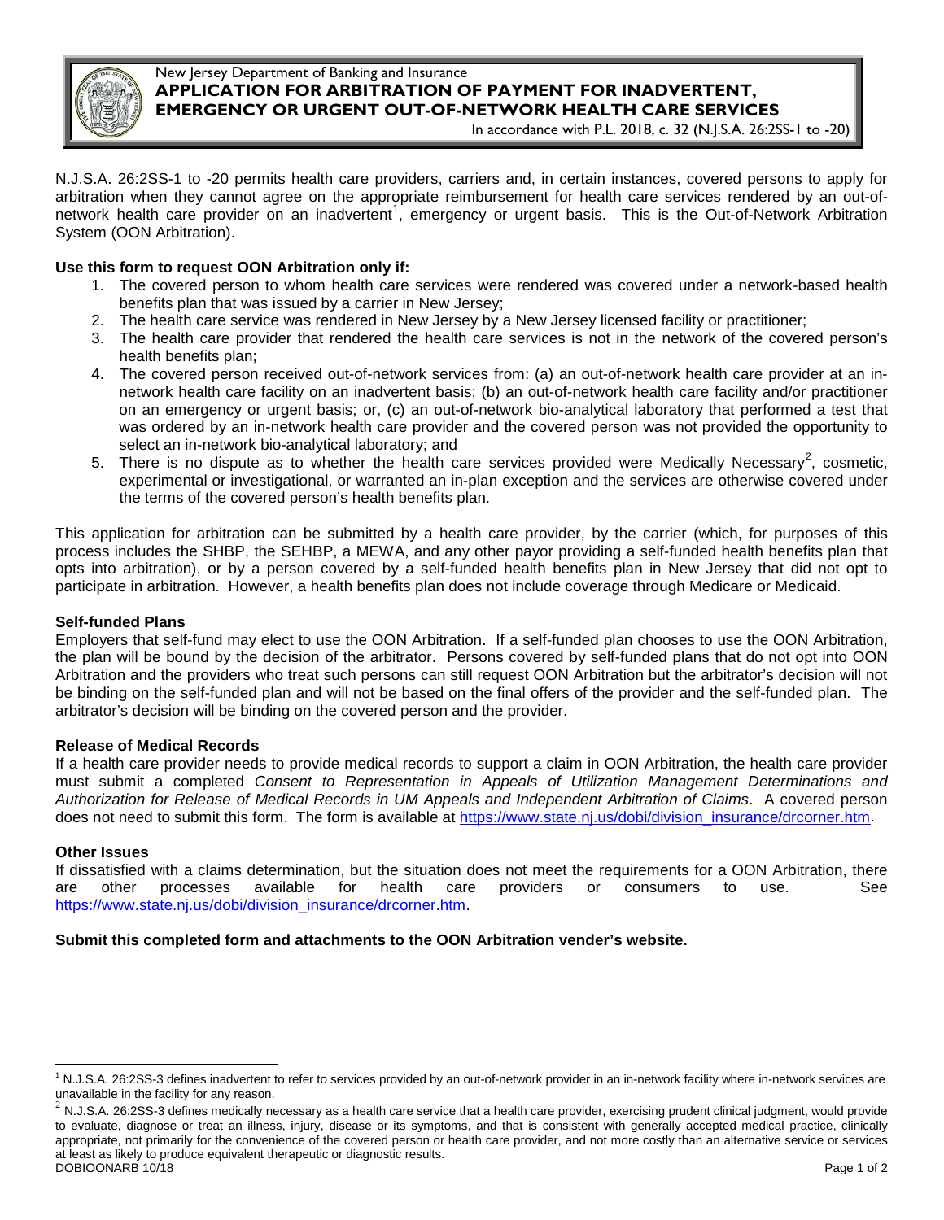New Jersey Department of Banking and Insurance

# APPLICATION FOR ARBITRATION OF PAYMENT FOR INADVERTENT, EMERGENCY OR URGENT OUT-OF-NETWORK HEALTH CARE SERVICES

In accordance with P.L. 2018, c. 32 (N.J.S.A. 26:2SS-1 to -20)

N.J.S.A. 26:2SS-1 to -20 permits health care providers, carriers and, in certain instances, covered persons to apply for arbitration when they cannot agree on the appropriate reimbursement for health care services rendered by an out-of-network health care provider on an inadvertent[1], emergency or urgent basis. This is the Out-of-Network Arbitration System (OON Arbitration).

**Use this form to request OON Arbitration only if:**

1. The covered person to whom health care services were rendered was covered under a network-based health benefits plan that was issued by a carrier in New Jersey;
2. The health care service was rendered in New Jersey by a New Jersey licensed facility or practitioner;
3. The health care provider that rendered the health care services is not in the network of the covered person's health benefits plan;
4. The covered person received out-of-network services from: (a) an out-of-network health care provider at an in-network health care facility on an inadvertent basis; (b) an out-of-network health care facility and/or practitioner on an emergency or urgent basis; or, (c) an out-of-network bio-analytical laboratory that performed a test that was ordered by an in-network health care provider and the covered person was not provided the opportunity to select an in-network bio-analytical laboratory; and
5. There is no dispute as to whether the health care services provided were Medically Necessary[2], cosmetic, experimental or investigational, or warranted an in-plan exception and the services are otherwise covered under the terms of the covered person's health benefits plan.

This application for arbitration can be submitted by a health care provider, by the carrier (which, for purposes of this process includes the SHBP, the SEHBP, a MEWA, and any other payor providing a self-funded health benefits plan that opts into arbitration), or by a person covered by a self-funded health benefits plan in New Jersey that did not opt to participate in arbitration. However, a health benefits plan does not include coverage through Medicare or Medicaid.

**Self-funded Plans**

Employers that self-fund may elect to use the OON Arbitration. If a self-funded plan chooses to use the OON Arbitration, the plan will be bound by the decision of the arbitrator. Persons covered by self-funded plans that do not opt into OON Arbitration and the providers who treat such persons can still request OON Arbitration but the arbitrator's decision will not be binding on the self-funded plan and will not be based on the final offers of the provider and the self-funded plan. The arbitrator's decision will be binding on the covered person and the provider.

**Release of Medical Records**

If a health care provider needs to provide medical records to support a claim in OON Arbitration, the health care provider must submit a completed *Consent to Representation in Appeals of Utilization Management Determinations and Authorization for Release of Medical Records in UM Appeals and Independent Arbitration of Claims*. A covered person does not need to submit this form. The form is available at https://www.state.nj.us/dobi/division_insurance/drcorner.htm.

**Other Issues**

If dissatisfied with a claims determination, but the situation does not meet the requirements for a OON Arbitration, there are other processes available for health care providers or consumers to use. See https://www.state.nj.us/dobi/division_insurance/drcorner.htm.

**Submit this completed form and attachments to the OON Arbitration vender's website.**

[1] N.J.S.A. 26:2SS-3 defines inadvertent to refer to services provided by an out-of-network provider in an in-network facility where in-network services are unavailable in the facility for any reason.

[2] N.J.S.A. 26:2SS-3 defines medically necessary as a health care service that a health care provider, exercising prudent clinical judgment, would provide to evaluate, diagnose or treat an illness, injury, disease or its symptoms, and that is consistent with generally accepted medical practice, clinically appropriate, not primarily for the convenience of the covered person or health care provider, and not more costly than an alternative service or services at least as likely to produce equivalent therapeutic or diagnostic results.

DOBIOONARB 10/18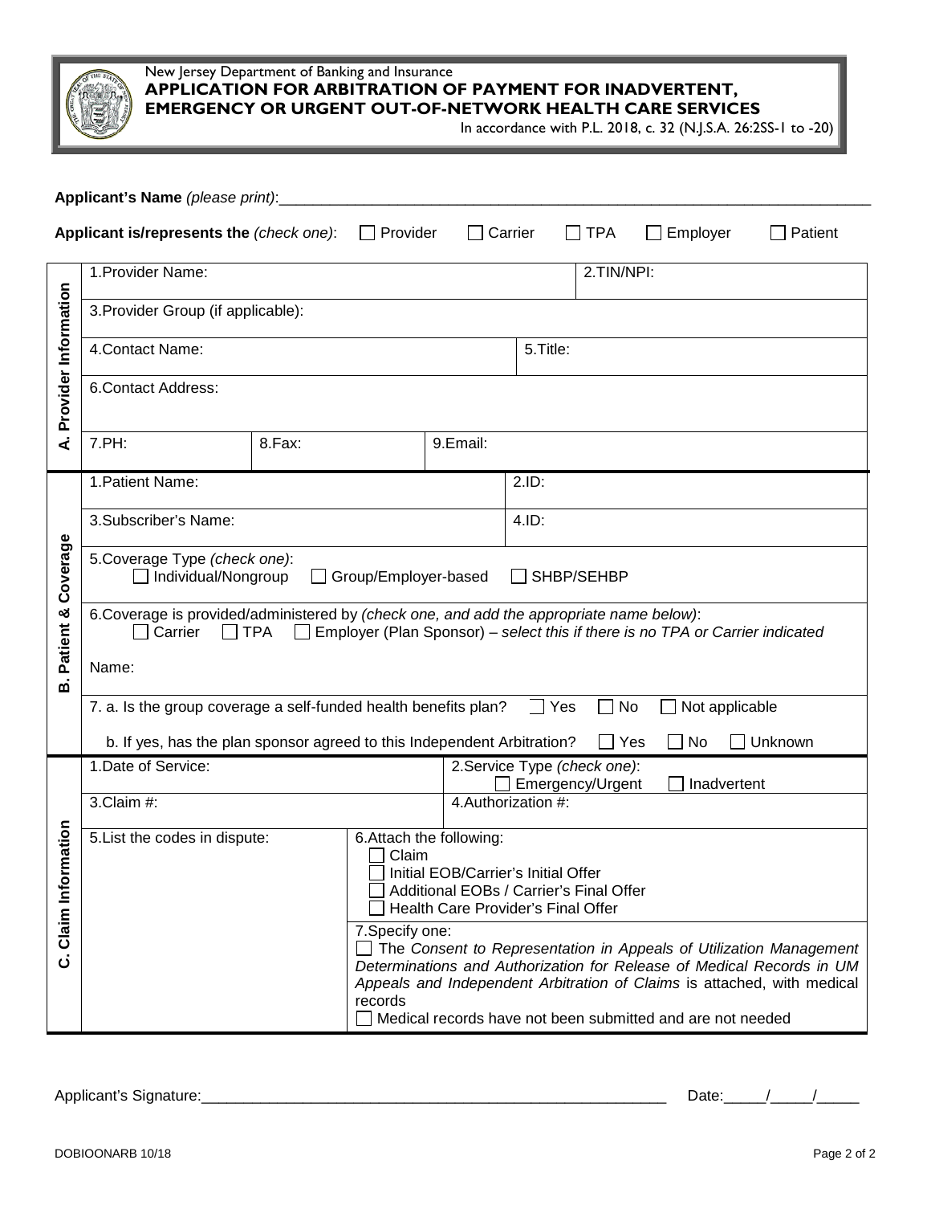New Jersey Department of Banking and Insurance

# APPLICATION FOR ARBITRATION OF PAYMENT FOR INADVERTENT, EMERGENCY OR URGENT OUT-OF-NETWORK HEALTH CARE SERVICES

In accordance with P.L. 2018, c. 32 (N.J.S.A. 26:2SS-1 to -20)

**Applicant's Name** *(please print)*:\_\_\_\_\_\_\_\_\_\_\_\_\_\_\_\_\_\_\_\_\_\_\_\_\_\_\_\_\_\_\_\_\_\_\_\_\_\_\_\_\_\_\_\_\_\_\_\_\_\_\_\_\_\_

**Applicant is/represents the** *(check one)*: ☐ Provider ☐ Carrier ☐ TPA ☐ Employer ☐ Patient

## A. Provider Information

| | |
|---|---|
| 1.Provider Name: | 2.TIN/NPI: |
| 3.Provider Group (if applicable): | |
| 4.Contact Name: | 5.Title: |
| 6.Contact Address: | |
| 7.PH: 8.Fax: | 9.Email: |

## B. Patient & Coverage

| | |
|---|---|
| 1.Patient Name: | 2.ID: |
| 3.Subscriber's Name: | 4.ID: |

5.Coverage Type *(check one)*:
☐ Individual/Nongroup ☐ Group/Employer-based ☐ SHBP/SEHBP

6.Coverage is provided/administered by *(check one, and add the appropriate name below)*:
☐ Carrier ☐ TPA ☐ Employer (Plan Sponsor) – *select this if there is no TPA or Carrier indicated*

Name:

7. a. Is the group coverage a self-funded health benefits plan? ☐ Yes ☐ No ☐ Not applicable

b. If yes, has the plan sponsor agreed to this Independent Arbitration? ☐ Yes ☐ No ☐ Unknown

## C. Claim Information

| | |
|---|---|
| 1.Date of Service: | 2.Service Type *(check one)*: ☐ Emergency/Urgent ☐ Inadvertent |
| 3.Claim #: | 4.Authorization #: |

5.List the codes in dispute:

6.Attach the following:
☐ Claim
☐ Initial EOB/Carrier's Initial Offer
☐ Additional EOBs / Carrier's Final Offer
☐ Health Care Provider's Final Offer

7.Specify one:
☐ The *Consent to Representation in Appeals of Utilization Management Determinations and Authorization for Release of Medical Records in UM Appeals and Independent Arbitration of Claims* is attached, with medical records
☐ Medical records have not been submitted and are not needed

Applicant's Signature:\_\_\_\_\_\_\_\_\_\_\_\_\_\_\_\_\_\_\_\_\_\_\_\_\_\_\_\_\_\_\_\_\_\_\_\_\_\_\_\_\_\_\_\_\_\_\_\_ Date:\_\_\_\_\_/\_\_\_\_\_/\_\_\_\_\_

DOBIOONARB 10/18